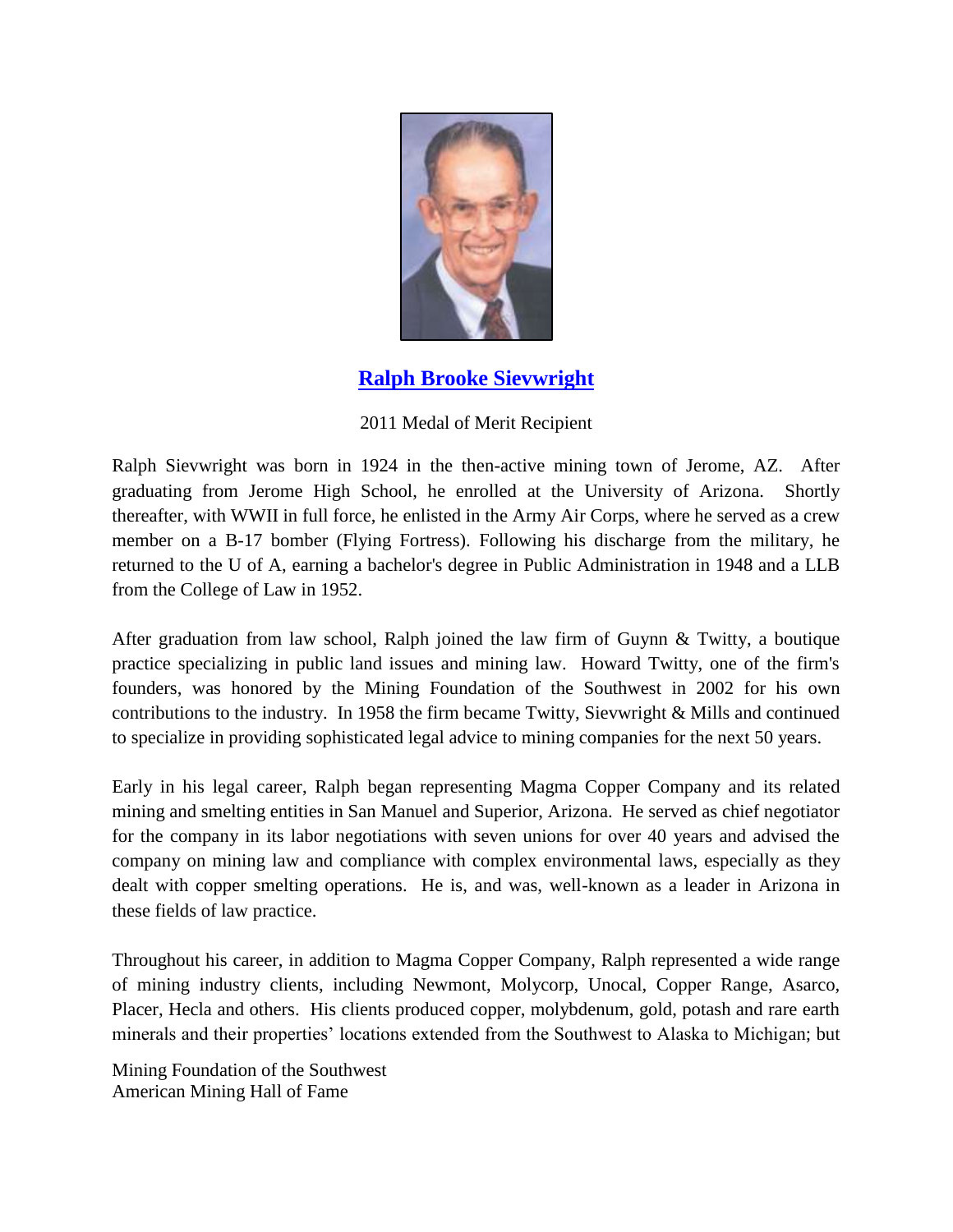## Ralph Brooke Sievwright

2011 Medal of Merit Recipient

Ralph Sievwright was born in 1924 in the then-active mining town of Jerome, AZ. After graduating from Jerome High School, he enrolled at the University of Arizona. Shortly thereafter, with WWII in full force, he enlisted in the Army Air Corps, where he served as a crew member on a B-17 bomber (Flying Fortress). Following his discharge from the military, he returned to the U of A, earning a bachelor's degree in Public Administration in 1948 and a LLB from the College of Law in 1952.

After graduation from law school, Ralph joined the law firm of Guynn & Twitty, a boutique practice specializing in public land issues and mining law. Howard Twitty, one of the firm's founders, was honored by the Mining Foundation of the Southwest in 2002 for his own contributions to the industry. In 1958 the firm became Twitty, Sievwright & Mills and continued to specialize in providing sophisticated legal advice to mining companies for the next 50 years.

Early in his legal career, Ralph began representing Magma Copper Company and its related mining and smelting entities in San Manuel and Superior, Arizona. He served as chief negotiator for the company in its labor negotiations with seven unions for over 40 years and advised the company on mining law and compliance with complex environmental laws, especially as they dealt with copper smelting operations. He is, and was, well-known as a leader in Arizona in these fields of law practice.

Throughout his career, in addition to Magma Copper Company, Ralph represented a wide range of mining industry clients, including Newmont, Molycorp, Unocal, Copper Range, Asarco, Placer, Hecla and others. His clients produced copper, molybdenum, gold, potash and rare earth minerals and their properties' locations extended from the Southwest to Alaska to Michigan; but

Mining Foundation of the Southwest
American Mining Hall of Fame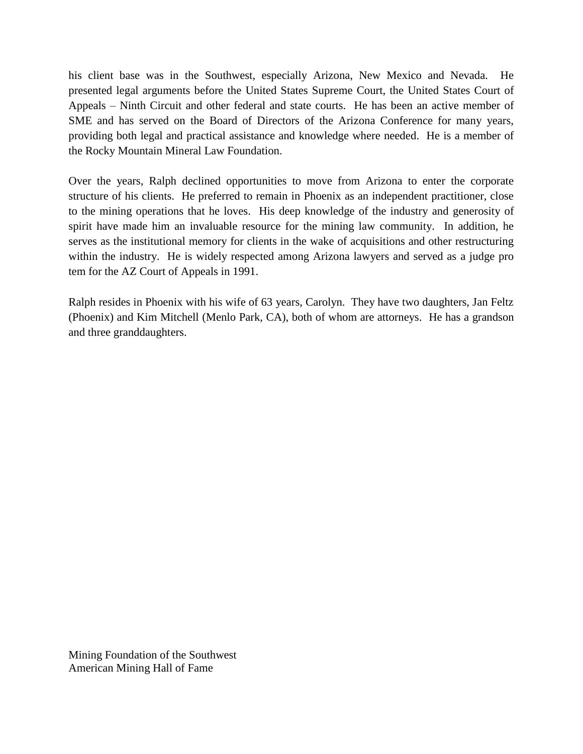his client base was in the Southwest, especially Arizona, New Mexico and Nevada. He presented legal arguments before the United States Supreme Court, the United States Court of Appeals – Ninth Circuit and other federal and state courts. He has been an active member of SME and has served on the Board of Directors of the Arizona Conference for many years, providing both legal and practical assistance and knowledge where needed. He is a member of the Rocky Mountain Mineral Law Foundation.

Over the years, Ralph declined opportunities to move from Arizona to enter the corporate structure of his clients. He preferred to remain in Phoenix as an independent practitioner, close to the mining operations that he loves. His deep knowledge of the industry and generosity of spirit have made him an invaluable resource for the mining law community. In addition, he serves as the institutional memory for clients in the wake of acquisitions and other restructuring within the industry. He is widely respected among Arizona lawyers and served as a judge pro tem for the AZ Court of Appeals in 1991.

Ralph resides in Phoenix with his wife of 63 years, Carolyn. They have two daughters, Jan Feltz (Phoenix) and Kim Mitchell (Menlo Park, CA), both of whom are attorneys. He has a grandson and three granddaughters.

Mining Foundation of the Southwest
American Mining Hall of Fame